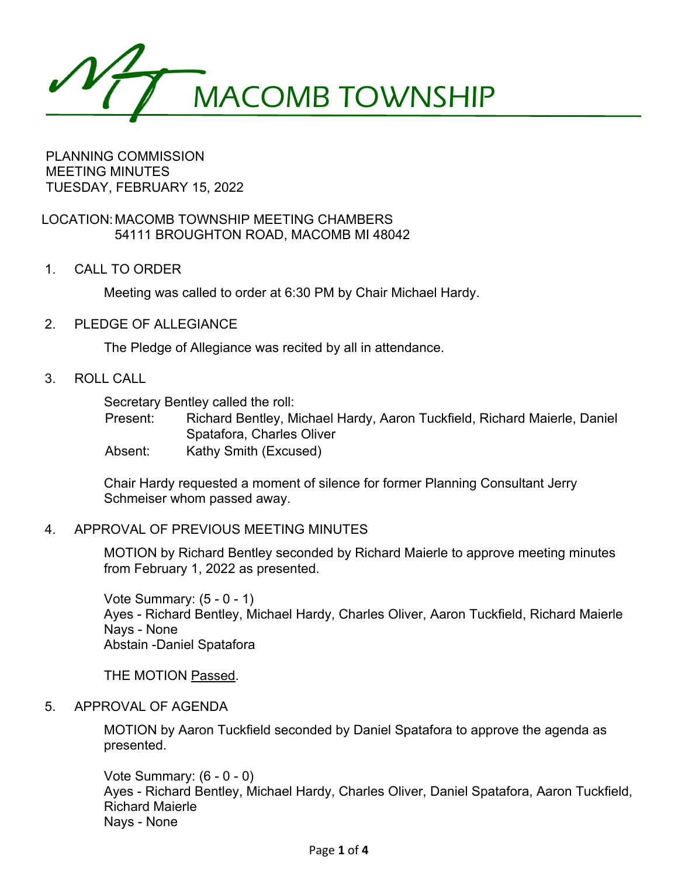# MACOMB TOWNSHIP

PLANNING COMMISSION
MEETING MINUTES
TUESDAY, FEBRUARY 15, 2022

LOCATION: MACOMB TOWNSHIP MEETING CHAMBERS
54111 BROUGHTON ROAD, MACOMB MI 48042

1. CALL TO ORDER

   Meeting was called to order at 6:30 PM by Chair Michael Hardy.

2. PLEDGE OF ALLEGIANCE

   The Pledge of Allegiance was recited by all in attendance.

3. ROLL CALL

   Secretary Bentley called the roll:
   Present: Richard Bentley, Michael Hardy, Aaron Tuckfield, Richard Maierle, Daniel Spatafora, Charles Oliver
   Absent: Kathy Smith (Excused)

   Chair Hardy requested a moment of silence for former Planning Consultant Jerry Schmeiser whom passed away.

4. APPROVAL OF PREVIOUS MEETING MINUTES

   MOTION by Richard Bentley seconded by Richard Maierle to approve meeting minutes from February 1, 2022 as presented.

   Vote Summary: (5 - 0 - 1)
   Ayes - Richard Bentley, Michael Hardy, Charles Oliver, Aaron Tuckfield, Richard Maierle
   Nays - None
   Abstain -Daniel Spatafora

   THE MOTION Passed.

5. APPROVAL OF AGENDA

   MOTION by Aaron Tuckfield seconded by Daniel Spatafora to approve the agenda as presented.

   Vote Summary: (6 - 0 - 0)
   Ayes - Richard Bentley, Michael Hardy, Charles Oliver, Daniel Spatafora, Aaron Tuckfield, Richard Maierle
   Nays - None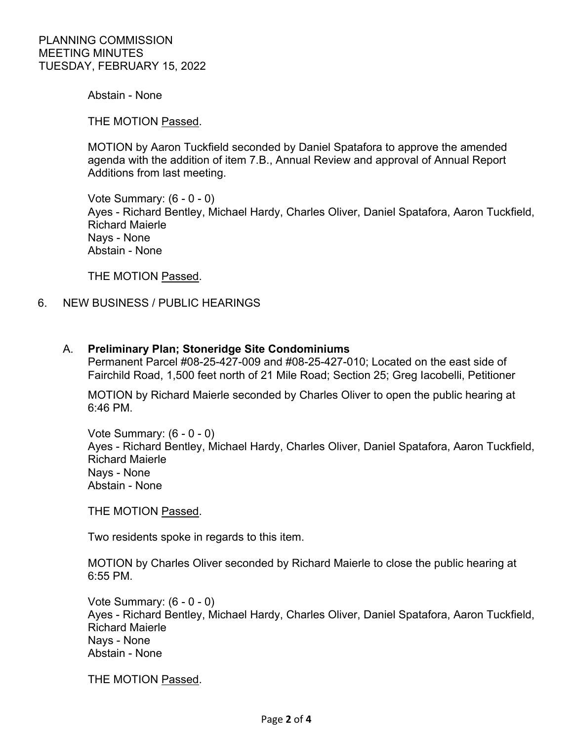Abstain - None

THE MOTION Passed.

MOTION by Aaron Tuckfield seconded by Daniel Spatafora to approve the amended agenda with the addition of item 7.B., Annual Review and approval of Annual Report Additions from last meeting.

Vote Summary: (6 - 0 - 0)
Ayes - Richard Bentley, Michael Hardy, Charles Oliver, Daniel Spatafora, Aaron Tuckfield, Richard Maierle
Nays - None
Abstain - None

THE MOTION Passed.

6. NEW BUSINESS / PUBLIC HEARINGS

A. **Preliminary Plan; Stoneridge Site Condominiums**
Permanent Parcel #08-25-427-009 and #08-25-427-010; Located on the east side of Fairchild Road, 1,500 feet north of 21 Mile Road; Section 25; Greg Iacobelli, Petitioner

MOTION by Richard Maierle seconded by Charles Oliver to open the public hearing at 6:46 PM.

Vote Summary: (6 - 0 - 0)
Ayes - Richard Bentley, Michael Hardy, Charles Oliver, Daniel Spatafora, Aaron Tuckfield, Richard Maierle
Nays - None
Abstain - None

THE MOTION Passed.

Two residents spoke in regards to this item.

MOTION by Charles Oliver seconded by Richard Maierle to close the public hearing at 6:55 PM.

Vote Summary: (6 - 0 - 0)
Ayes - Richard Bentley, Michael Hardy, Charles Oliver, Daniel Spatafora, Aaron Tuckfield, Richard Maierle
Nays - None
Abstain - None

THE MOTION Passed.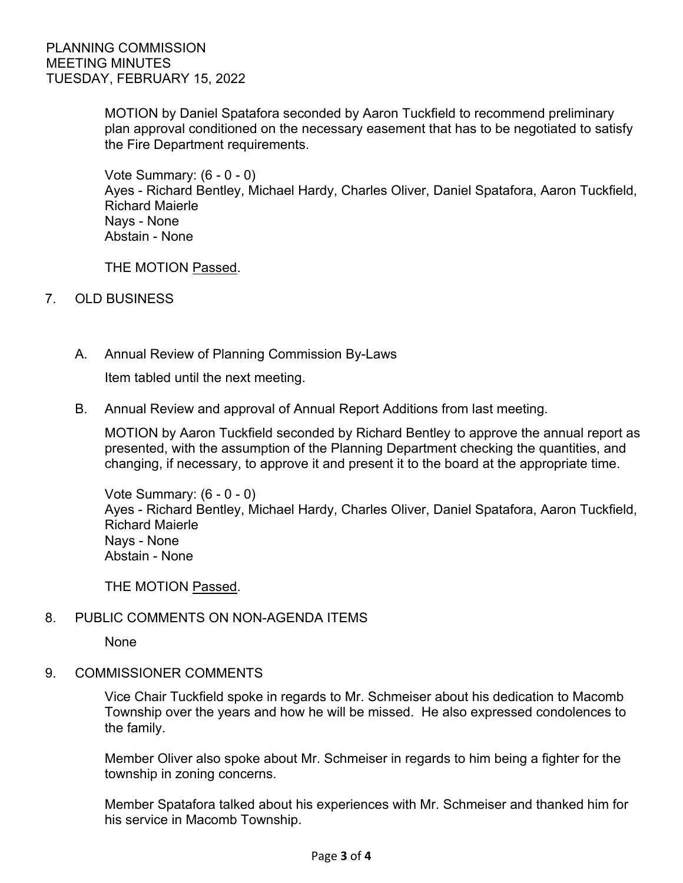MOTION by Daniel Spatafora seconded by Aaron Tuckfield to recommend preliminary plan approval conditioned on the necessary easement that has to be negotiated to satisfy the Fire Department requirements.

Vote Summary: (6 - 0 - 0)
Ayes - Richard Bentley, Michael Hardy, Charles Oliver, Daniel Spatafora, Aaron Tuckfield, Richard Maierle
Nays - None
Abstain - None

THE MOTION Passed.

7. OLD BUSINESS

   A. Annual Review of Planning Commission By-Laws

      Item tabled until the next meeting.

   B. Annual Review and approval of Annual Report Additions from last meeting.

      MOTION by Aaron Tuckfield seconded by Richard Bentley to approve the annual report as presented, with the assumption of the Planning Department checking the quantities, and changing, if necessary, to approve it and present it to the board at the appropriate time.

      Vote Summary: (6 - 0 - 0)
      Ayes - Richard Bentley, Michael Hardy, Charles Oliver, Daniel Spatafora, Aaron Tuckfield, Richard Maierle
      Nays - None
      Abstain - None

      THE MOTION Passed.

8. PUBLIC COMMENTS ON NON-AGENDA ITEMS

   None

9. COMMISSIONER COMMENTS

   Vice Chair Tuckfield spoke in regards to Mr. Schmeiser about his dedication to Macomb Township over the years and how he will be missed. He also expressed condolences to the family.

   Member Oliver also spoke about Mr. Schmeiser in regards to him being a fighter for the township in zoning concerns.

   Member Spatafora talked about his experiences with Mr. Schmeiser and thanked him for his service in Macomb Township.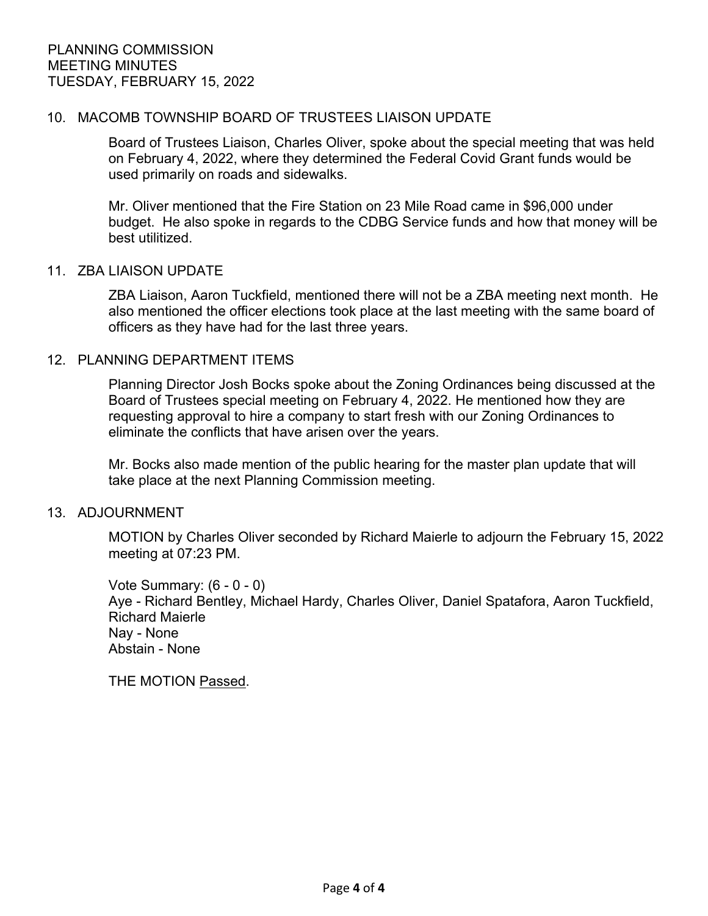## 10. MACOMB TOWNSHIP BOARD OF TRUSTEES LIAISON UPDATE

Board of Trustees Liaison, Charles Oliver, spoke about the special meeting that was held on February 4, 2022, where they determined the Federal Covid Grant funds would be used primarily on roads and sidewalks.

Mr. Oliver mentioned that the Fire Station on 23 Mile Road came in $96,000 under budget. He also spoke in regards to the CDBG Service funds and how that money will be best utilitized.

## 11. ZBA LIAISON UPDATE

ZBA Liaison, Aaron Tuckfield, mentioned there will not be a ZBA meeting next month. He also mentioned the officer elections took place at the last meeting with the same board of officers as they have had for the last three years.

## 12. PLANNING DEPARTMENT ITEMS

Planning Director Josh Bocks spoke about the Zoning Ordinances being discussed at the Board of Trustees special meeting on February 4, 2022. He mentioned how they are requesting approval to hire a company to start fresh with our Zoning Ordinances to eliminate the conflicts that have arisen over the years.

Mr. Bocks also made mention of the public hearing for the master plan update that will take place at the next Planning Commission meeting.

## 13. ADJOURNMENT

MOTION by Charles Oliver seconded by Richard Maierle to adjourn the February 15, 2022 meeting at 07:23 PM.

Vote Summary: (6 - 0 - 0)
Aye - Richard Bentley, Michael Hardy, Charles Oliver, Daniel Spatafora, Aaron Tuckfield, Richard Maierle
Nay - None
Abstain - None

THE MOTION Passed.